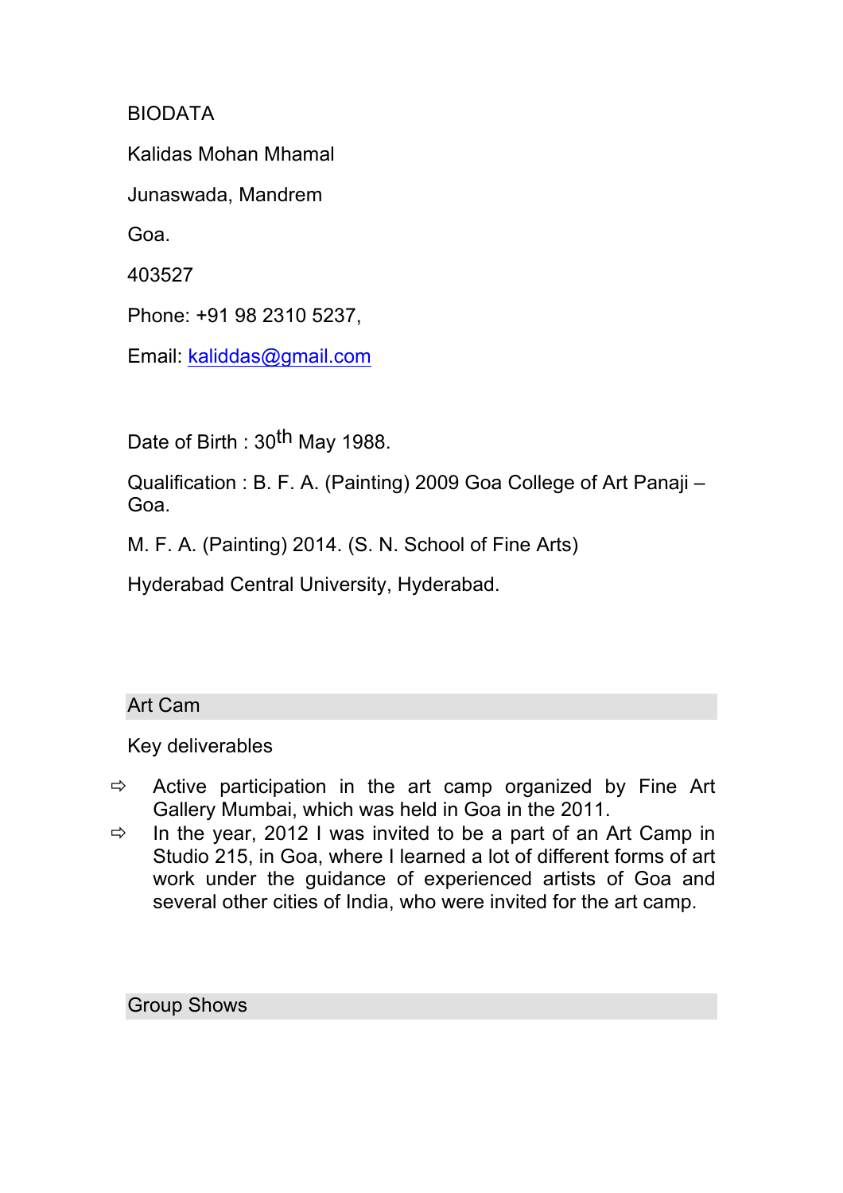# BIODATA

Kalidas Mohan Mhamal

Junaswada, Mandrem

Goa.

403527

Phone: +91 98 2310 5237,

Email: kaliddas@gmail.com

Date of Birth : 30th May 1988.

Qualification : B. F. A. (Painting) 2009 Goa College of Art Panaji – Goa.

M. F. A. (Painting) 2014. (S. N. School of Fine Arts)

Hyderabad Central University, Hyderabad.

## Art Cam

Key deliverables

- Active participation in the art camp organized by Fine Art Gallery Mumbai, which was held in Goa in the 2011.
- In the year, 2012 I was invited to be a part of an Art Camp in Studio 215, in Goa, where I learned a lot of different forms of art work under the guidance of experienced artists of Goa and several other cities of India, who were invited for the art camp.

## Group Shows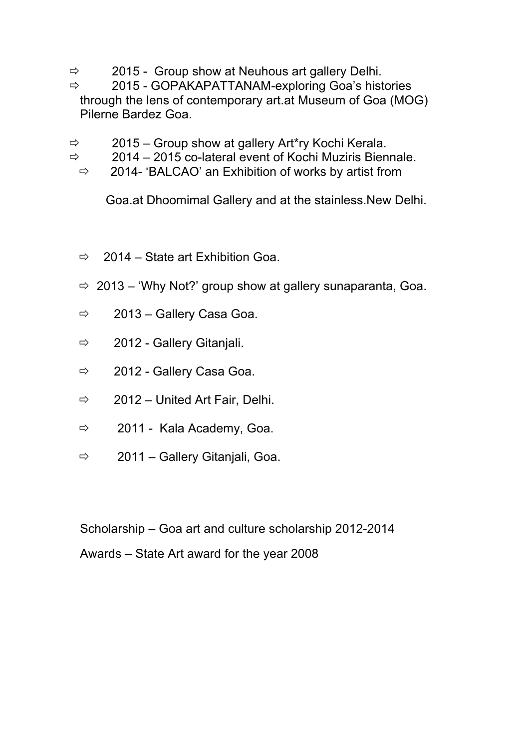- 2015 - Group show at Neuhous art gallery Delhi.
- 2015 - GOPAKAPATTANAM-exploring Goa's histories through the lens of contemporary art.at Museum of Goa (MOG) Pilerne Bardez Goa.
- 2015 – Group show at gallery Art*ry Kochi Kerala.
- 2014 – 2015 co-lateral event of Kochi Muziris Biennale.
- 2014- 'BALCAO' an Exhibition of works by artist from Goa.at Dhoomimal Gallery and at the stainless.New Delhi.
- 2014 – State art Exhibition Goa.
- 2013 – 'Why Not?' group show at gallery sunaparanta, Goa.
- 2013 – Gallery Casa Goa.
- 2012 - Gallery Gitanjali.
- 2012 - Gallery Casa Goa.
- 2012 – United Art Fair, Delhi.
- 2011 - Kala Academy, Goa.
- 2011 – Gallery Gitanjali, Goa.

Scholarship – Goa art and culture scholarship 2012-2014

Awards – State Art award for the year 2008